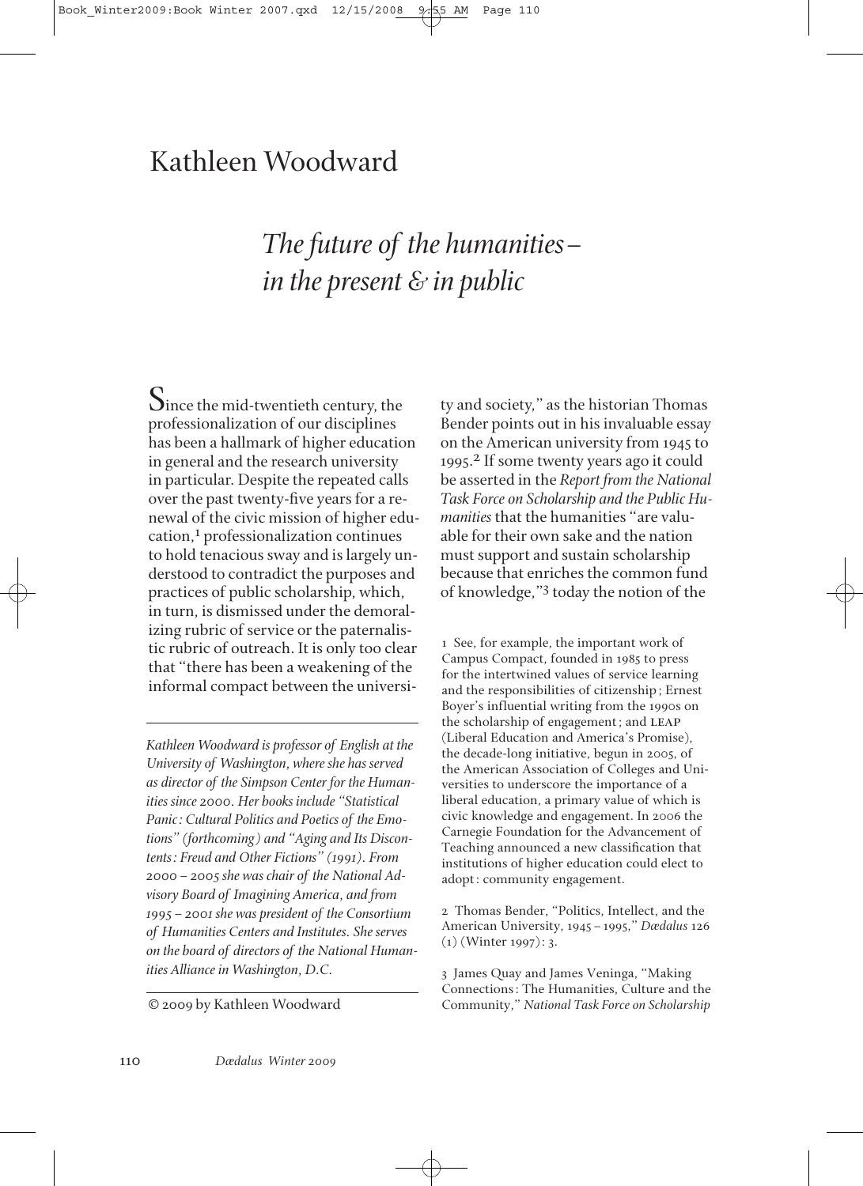# Kathleen Woodward

## *The future of the humanities – in the present & in public*

Since the mid-twentieth century, the professionalization of our disciplines has been a hallmark of higher education in general and the research university in particular. Despite the repeated calls over the past twenty-five years for a renewal of the civic mission of higher education,[1] professionalization continues to hold tenacious sway and is largely understood to contradict the purposes and practices of public scholarship, which, in turn, is dismissed under the demoralizing rubric of service or the paternalistic rubric of outreach. It is only too clear that "there has been a weakening of the informal compact between the university and society," as the historian Thomas Bender points out in his invaluable essay on the American university from 1945 to 1995.[2] If some twenty years ago it could be asserted in the *Report from the National Task Force on Scholarship and the Public Humanities* that the humanities "are valuable for their own sake and the nation must support and sustain scholarship because that enriches the common fund of knowledge,"[3] today the notion of the

---

*Kathleen Woodward is professor of English at the University of Washington, where she has served as director of the Simpson Center for the Humanities since 2000. Her books include "Statistical Panic: Cultural Politics and Poetics of the Emotions" (forthcoming) and "Aging and Its Discontents: Freud and Other Fictions" (1991). From 2000 – 2005 she was chair of the National Advisory Board of Imagining America, and from 1995 – 2001 she was president of the Consortium of Humanities Centers and Institutes. She serves on the board of directors of the National Humanities Alliance in Washington, D.C.*

© 2009 by Kathleen Woodward

---

1 See, for example, the important work of Campus Compact, founded in 1985 to press for the intertwined values of service learning and the responsibilities of citizenship; Ernest Boyer's influential writing from the 1990s on the scholarship of engagement; and LEAP (Liberal Education and America's Promise), the decade-long initiative, begun in 2005, of the American Association of Colleges and Universities to underscore the importance of a liberal education, a primary value of which is civic knowledge and engagement. In 2006 the Carnegie Foundation for the Advancement of Teaching announced a new classification that institutions of higher education could elect to adopt: community engagement.

2 Thomas Bender, "Politics, Intellect, and the American University, 1945 – 1995," *Dædalus* 126 (1) (Winter 1997): 3.

3 James Quay and James Veninga, "Making Connections: The Humanities, Culture and the Community," *National Task Force on Scholarship*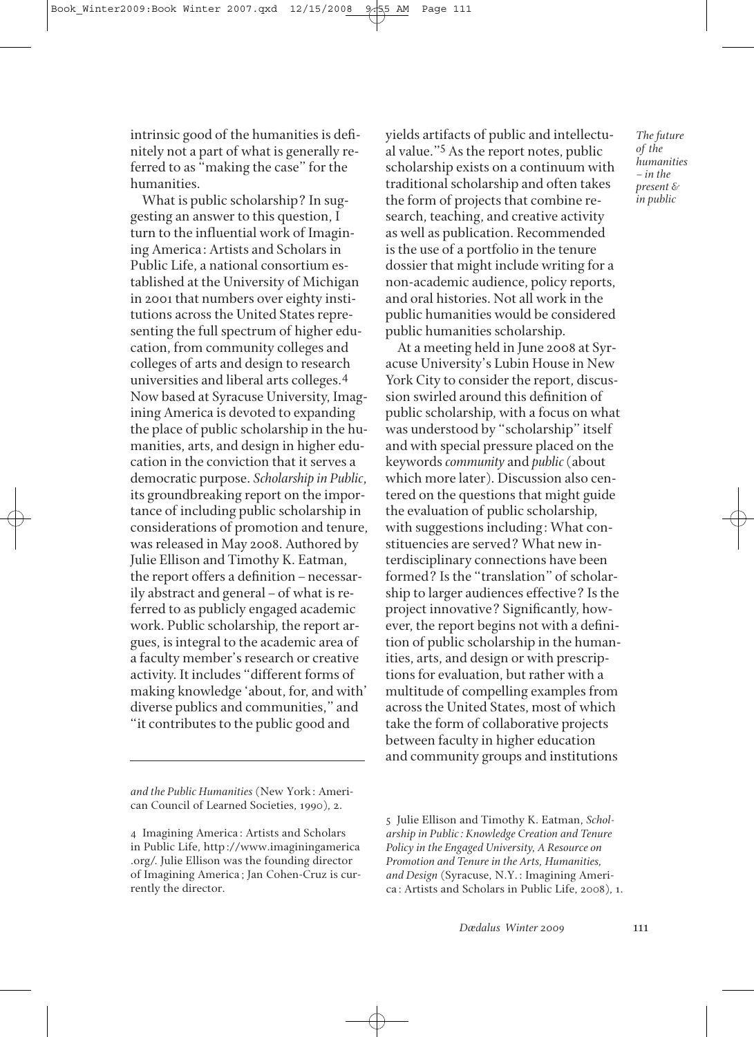intrinsic good of the humanities is definitely not a part of what is generally referred to as "making the case" for the humanities.

What is public scholarship? In suggesting an answer to this question, I turn to the influential work of Imagining America: Artists and Scholars in Public Life, a national consortium established at the University of Michigan in 2001 that numbers over eighty institutions across the United States representing the full spectrum of higher education, from community colleges and colleges of arts and design to research universities and liberal arts colleges.[4] Now based at Syracuse University, Imagining America is devoted to expanding the place of public scholarship in the humanities, arts, and design in higher education in the conviction that it serves a democratic purpose. *Scholarship in Public*, its groundbreaking report on the importance of including public scholarship in considerations of promotion and tenure, was released in May 2008. Authored by Julie Ellison and Timothy K. Eatman, the report offers a definition – necessarily abstract and general – of what is referred to as publicly engaged academic work. Public scholarship, the report argues, is integral to the academic area of a faculty member's research or creative activity. It includes "different forms of making knowledge 'about, for, and with' diverse publics and communities," and "it contributes to the public good and yields artifacts of public and intellectual value."[5] As the report notes, public scholarship exists on a continuum with traditional scholarship and often takes the form of projects that combine research, teaching, and creative activity as well as publication. Recommended is the use of a portfolio in the tenure dossier that might include writing for a non-academic audience, policy reports, and oral histories. Not all work in the public humanities would be considered public humanities scholarship.

At a meeting held in June 2008 at Syracuse University's Lubin House in New York City to consider the report, discussion swirled around this definition of public scholarship, with a focus on what was understood by "scholarship" itself and with special pressure placed on the keywords *community* and *public* (about which more later). Discussion also centered on the questions that might guide the evaluation of public scholarship, with suggestions including: What constituencies are served? What new interdisciplinary connections have been formed? Is the "translation" of scholarship to larger audiences effective? Is the project innovative? Significantly, however, the report begins not with a definition of public scholarship in the humanities, arts, and design or with prescriptions for evaluation, but rather with a multitude of compelling examples from across the United States, most of which take the form of collaborative projects between faculty in higher education and community groups and institutions

*The future of the humanities – in the present & in public*

---

*and the Public Humanities* (New York: American Council of Learned Societies, 1990), 2.

4 Imagining America: Artists and Scholars in Public Life, http://www.imaginingamerica.org/. Julie Ellison was the founding director of Imagining America; Jan Cohen-Cruz is currently the director.

5 Julie Ellison and Timothy K. Eatman, *Scholarship in Public: Knowledge Creation and Tenure Policy in the Engaged University, A Resource on Promotion and Tenure in the Arts, Humanities, and Design* (Syracuse, N.Y.: Imagining America: Artists and Scholars in Public Life, 2008), 1.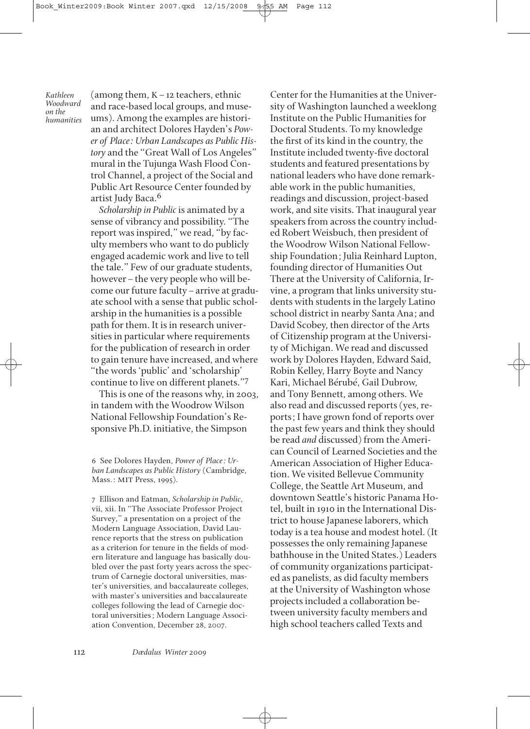(among them, K–12 teachers, ethnic and race-based local groups, and museums). Among the examples are historian and architect Dolores Hayden's *Power of Place: Urban Landscapes as Public History* and the "Great Wall of Los Angeles" mural in the Tujunga Wash Flood Control Channel, a project of the Social and Public Art Resource Center founded by artist Judy Baca.[6]

*Scholarship in Public* is animated by a sense of vibrancy and possibility. "The report was inspired," we read, "by faculty members who want to do publicly engaged academic work and live to tell the tale." Few of our graduate students, however – the very people who will become our future faculty – arrive at graduate school with a sense that public scholarship in the humanities is a possible path for them. It is in research universities in particular where requirements for the publication of research in order to gain tenure have increased, and where "the words 'public' and 'scholarship' continue to live on different planets."[7]

This is one of the reasons why, in 2003, in tandem with the Woodrow Wilson National Fellowship Foundation's Responsive Ph.D. initiative, the Simpson Center for the Humanities at the University of Washington launched a weeklong Institute on the Public Humanities for Doctoral Students. To my knowledge the first of its kind in the country, the Institute included twenty-five doctoral students and featured presentations by national leaders who have done remarkable work in the public humanities, readings and discussion, project-based work, and site visits. That inaugural year speakers from across the country included Robert Weisbuch, then president of the Woodrow Wilson National Fellowship Foundation; Julia Reinhard Lupton, founding director of Humanities Out There at the University of California, Irvine, a program that links university students with students in the largely Latino school district in nearby Santa Ana; and David Scobey, then director of the Arts of Citizenship program at the University of Michigan. We read and discussed work by Dolores Hayden, Edward Said, Robin Kelley, Harry Boyte and Nancy Kari, Michael Bérubé, Gail Dubrow, and Tony Bennett, among others. We also read and discussed reports (yes, reports; I have grown fond of reports over the past few years and think they should be read *and* discussed) from the American Council of Learned Societies and the American Association of Higher Education. We visited Bellevue Community College, the Seattle Art Museum, and downtown Seattle's historic Panama Hotel, built in 1910 in the International District to house Japanese laborers, which today is a tea house and modest hotel. (It possesses the only remaining Japanese bathhouse in the United States.) Leaders of community organizations participated as panelists, as did faculty members at the University of Washington whose projects included a collaboration between university faculty members and high school teachers called Texts and

6 See Dolores Hayden, *Power of Place: Urban Landscapes as Public History* (Cambridge, Mass.: MIT Press, 1995).

7 Ellison and Eatman, *Scholarship in Public*, vii, xii. In "The Associate Professor Project Survey," a presentation on a project of the Modern Language Association, David Laurence reports that the stress on publication as a criterion for tenure in the fields of modern literature and language has basically doubled over the past forty years across the spectrum of Carnegie doctoral universities, master's universities, and baccalaureate colleges, with master's universities and baccalaureate colleges following the lead of Carnegie doctoral universities; Modern Language Association Convention, December 28, 2007.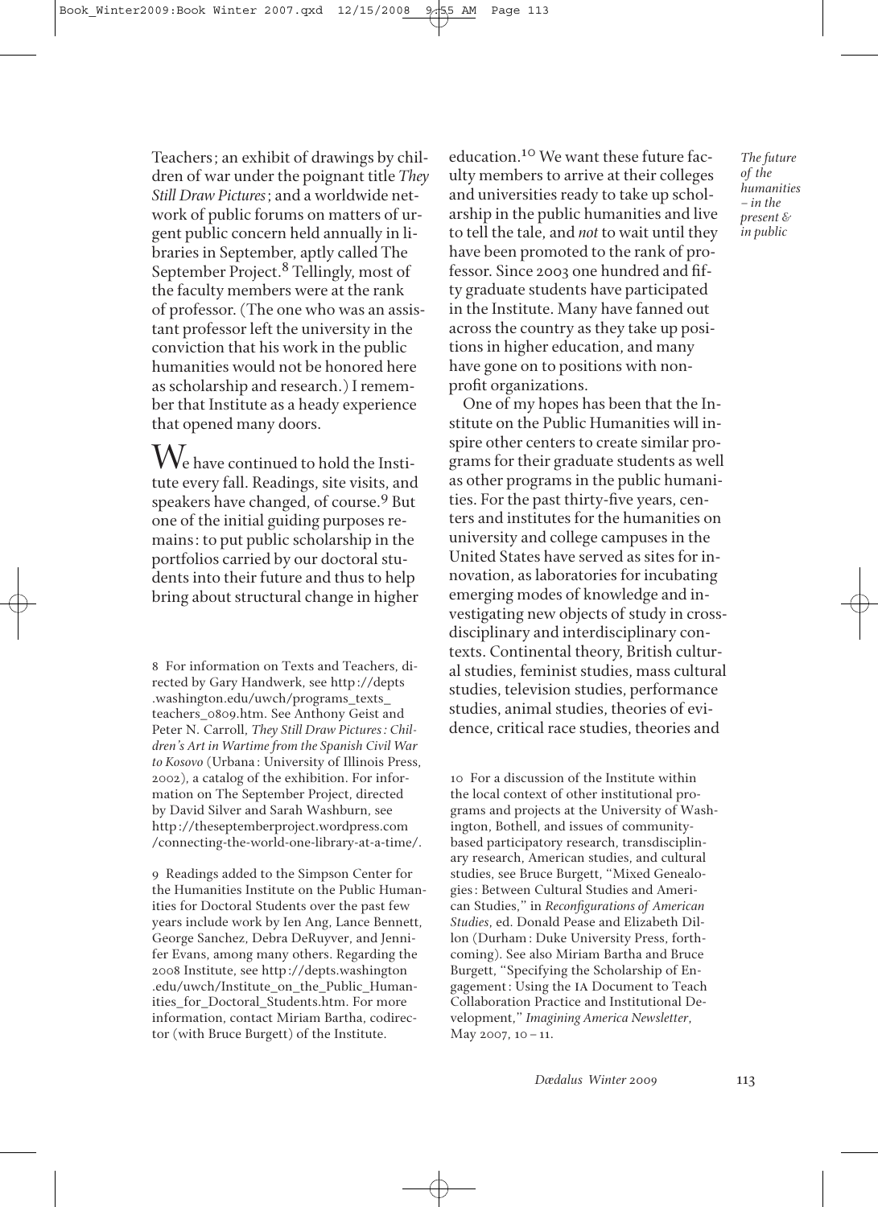Teachers; an exhibit of drawings by children of war under the poignant title *They Still Draw Pictures*; and a worldwide network of public forums on matters of urgent public concern held annually in libraries in September, aptly called The September Project.[8] Tellingly, most of the faculty members were at the rank of professor. (The one who was an assistant professor left the university in the conviction that his work in the public humanities would not be honored here as scholarship and research.) I remember that Institute as a heady experience that opened many doors.

We have continued to hold the Institute every fall. Readings, site visits, and speakers have changed, of course.[9] But one of the initial guiding purposes remains: to put public scholarship in the portfolios carried by our doctoral students into their future and thus to help bring about structural change in higher education.[10] We want these future faculty members to arrive at their colleges and universities ready to take up scholarship in the public humanities and live to tell the tale, and *not* to wait until they have been promoted to the rank of professor. Since 2003 one hundred and fifty graduate students have participated in the Institute. Many have fanned out across the country as they take up positions in higher education, and many have gone on to positions with nonprofit organizations.

One of my hopes has been that the Institute on the Public Humanities will inspire other centers to create similar programs for their graduate students as well as other programs in the public humanities. For the past thirty-five years, centers and institutes for the humanities on university and college campuses in the United States have served as sites for innovation, as laboratories for incubating emerging modes of knowledge and investigating new objects of study in cross-disciplinary and interdisciplinary contexts. Continental theory, British cultural studies, feminist studies, mass cultural studies, television studies, performance studies, animal studies, theories of evidence, critical race studies, theories and

8 For information on Texts and Teachers, directed by Gary Handwerk, see http://depts.washington.edu/uwch/programs_texts_teachers_0809.htm. See Anthony Geist and Peter N. Carroll, *They Still Draw Pictures: Children's Art in Wartime from the Spanish Civil War to Kosovo* (Urbana: University of Illinois Press, 2002), a catalog of the exhibition. For information on The September Project, directed by David Silver and Sarah Washburn, see http://theseptemberproject.wordpress.com/connecting-the-world-one-library-at-a-time/.

9 Readings added to the Simpson Center for the Humanities Institute on the Public Humanities for Doctoral Students over the past few years include work by Ien Ang, Lance Bennett, George Sanchez, Debra DeRuyver, and Jennifer Evans, among many others. Regarding the 2008 Institute, see http://depts.washington.edu/uwch/Institute_on_the_Public_Humanities_for_Doctoral_Students.htm. For more information, contact Miriam Bartha, codirector (with Bruce Burgett) of the Institute.

10 For a discussion of the Institute within the local context of other institutional programs and projects at the University of Washington, Bothell, and issues of community-based participatory research, transdisciplinary research, American studies, and cultural studies, see Bruce Burgett, "Mixed Genealogies: Between Cultural Studies and American Studies," in *Reconfigurations of American Studies*, ed. Donald Pease and Elizabeth Dillon (Durham: Duke University Press, forthcoming). See also Miriam Bartha and Bruce Burgett, "Specifying the Scholarship of Engagement: Using the IA Document to Teach Collaboration Practice and Institutional Development," *Imagining America Newsletter*, May 2007, 10–11.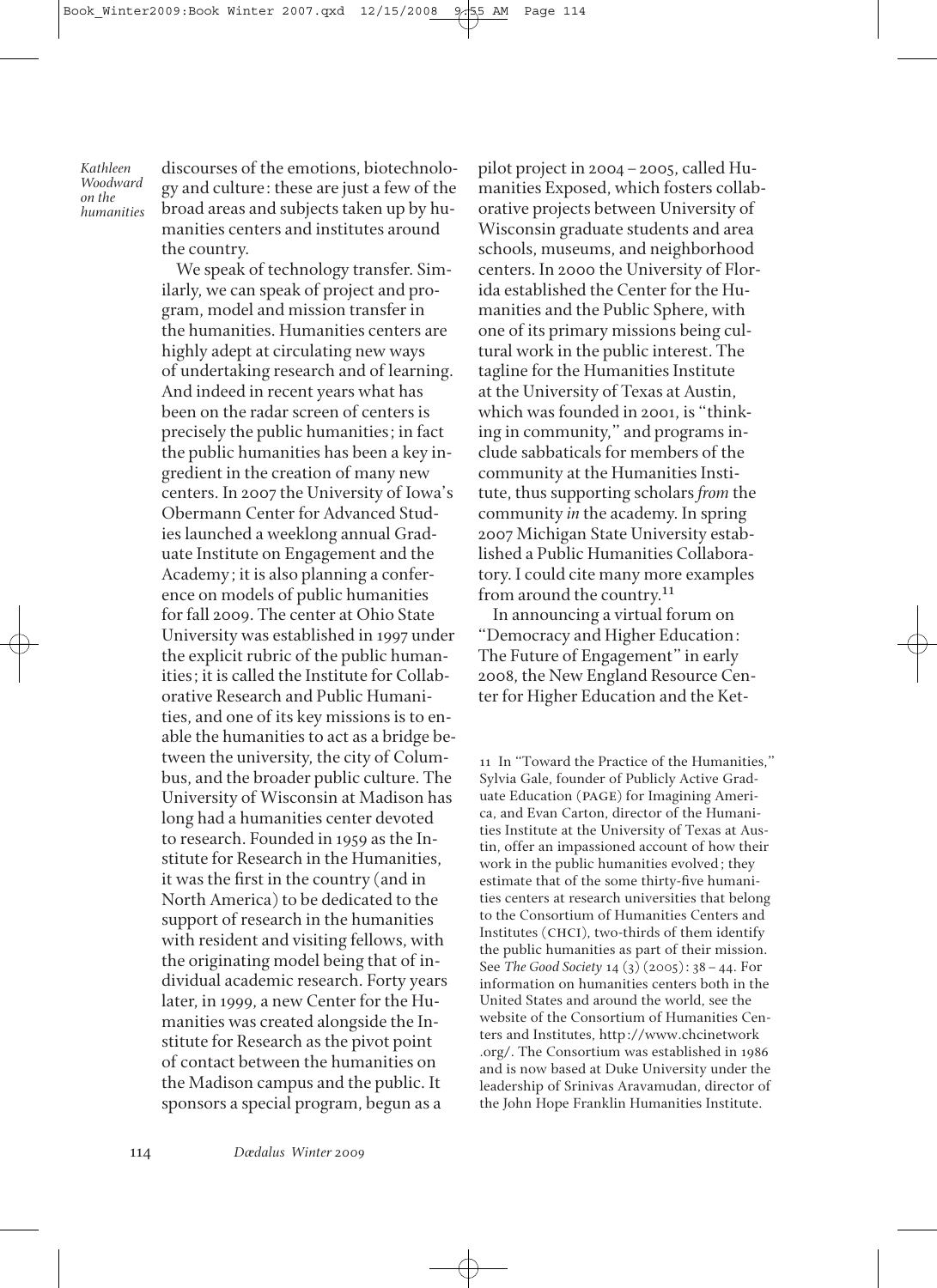discourses of the emotions, biotechnology and culture: these are just a few of the broad areas and subjects taken up by humanities centers and institutes around the country.

We speak of technology transfer. Similarly, we can speak of project and program, model and mission transfer in the humanities. Humanities centers are highly adept at circulating new ways of undertaking research and of learning. And indeed in recent years what has been on the radar screen of centers is precisely the public humanities; in fact the public humanities has been a key ingredient in the creation of many new centers. In 2007 the University of Iowa's Obermann Center for Advanced Studies launched a weeklong annual Graduate Institute on Engagement and the Academy; it is also planning a conference on models of public humanities for fall 2009. The center at Ohio State University was established in 1997 under the explicit rubric of the public humanities; it is called the Institute for Collaborative Research and Public Humanities, and one of its key missions is to enable the humanities to act as a bridge between the university, the city of Columbus, and the broader public culture. The University of Wisconsin at Madison has long had a humanities center devoted to research. Founded in 1959 as the Institute for Research in the Humanities, it was the first in the country (and in North America) to be dedicated to the support of research in the humanities with resident and visiting fellows, with the originating model being that of individual academic research. Forty years later, in 1999, a new Center for the Humanities was created alongside the Institute for Research as the pivot point of contact between the humanities on the Madison campus and the public. It sponsors a special program, begun as a pilot project in 2004–2005, called Humanities Exposed, which fosters collaborative projects between University of Wisconsin graduate students and area schools, museums, and neighborhood centers. In 2000 the University of Florida established the Center for the Humanities and the Public Sphere, with one of its primary missions being cultural work in the public interest. The tagline for the Humanities Institute at the University of Texas at Austin, which was founded in 2001, is "thinking in community," and programs include sabbaticals for members of the community at the Humanities Institute, thus supporting scholars *from* the community *in* the academy. In spring 2007 Michigan State University established a Public Humanities Collaboratory. I could cite many more examples from around the country.[11]

In announcing a virtual forum on "Democracy and Higher Education: The Future of Engagement" in early 2008, the New England Resource Center for Higher Education and the Ket-

11 In "Toward the Practice of the Humanities," Sylvia Gale, founder of Publicly Active Graduate Education (PAGE) for Imagining America, and Evan Carton, director of the Humanities Institute at the University of Texas at Austin, offer an impassioned account of how their work in the public humanities evolved; they estimate that of the some thirty-five humanities centers at research universities that belong to the Consortium of Humanities Centers and Institutes (CHCI), two-thirds of them identify the public humanities as part of their mission. See *The Good Society* 14 (3) (2005): 38–44. For information on humanities centers both in the United States and around the world, see the website of the Consortium of Humanities Centers and Institutes, http://www.chcinetwork.org/. The Consortium was established in 1986 and is now based at Duke University under the leadership of Srinivas Aravamudan, director of the John Hope Franklin Humanities Institute.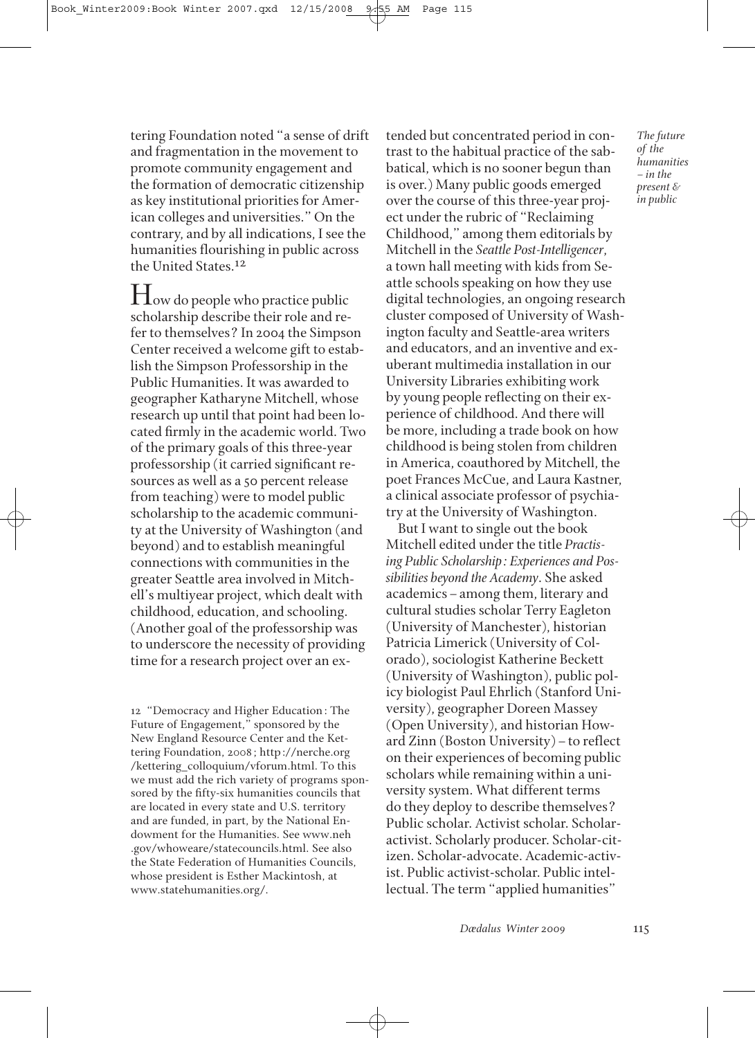tering Foundation noted "a sense of drift and fragmentation in the movement to promote community engagement and the formation of democratic citizenship as key institutional priorities for American colleges and universities." On the contrary, and by all indications, I see the humanities flourishing in public across the United States.[12]

How do people who practice public scholarship describe their role and refer to themselves? In 2004 the Simpson Center received a welcome gift to establish the Simpson Professorship in the Public Humanities. It was awarded to geographer Katharyne Mitchell, whose research up until that point had been located firmly in the academic world. Two of the primary goals of this three-year professorship (it carried significant resources as well as a 50 percent release from teaching) were to model public scholarship to the academic community at the University of Washington (and beyond) and to establish meaningful connections with communities in the greater Seattle area involved in Mitchell's multiyear project, which dealt with childhood, education, and schooling. (Another goal of the professorship was to underscore the necessity of providing time for a research project over an extended but concentrated period in contrast to the habitual practice of the sabbatical, which is no sooner begun than is over.) Many public goods emerged over the course of this three-year project under the rubric of "Reclaiming Childhood," among them editorials by Mitchell in the *Seattle Post-Intelligencer*, a town hall meeting with kids from Seattle schools speaking on how they use digital technologies, an ongoing research cluster composed of University of Washington faculty and Seattle-area writers and educators, and an inventive and exuberant multimedia installation in our University Libraries exhibiting work by young people reflecting on their experience of childhood. And there will be more, including a trade book on how childhood is being stolen from children in America, coauthored by Mitchell, the poet Frances McCue, and Laura Kastner, a clinical associate professor of psychiatry at the University of Washington.

But I want to single out the book Mitchell edited under the title *Practising Public Scholarship: Experiences and Possibilities beyond the Academy*. She asked academics – among them, literary and cultural studies scholar Terry Eagleton (University of Manchester), historian Patricia Limerick (University of Colorado), sociologist Katherine Beckett (University of Washington), public policy biologist Paul Ehrlich (Stanford University), geographer Doreen Massey (Open University), and historian Howard Zinn (Boston University) – to reflect on their experiences of becoming public scholars while remaining within a university system. What different terms do they deploy to describe themselves? Public scholar. Activist scholar. Scholar-activist. Scholarly producer. Scholar-citizen. Scholar-advocate. Academic-activist. Public activist-scholar. Public intellectual. The term "applied humanities"

12 "Democracy and Higher Education: The Future of Engagement," sponsored by the New England Resource Center and the Kettering Foundation, 2008; http://nerche.org/kettering_colloquium/vforum.html. To this we must add the rich variety of programs sponsored by the fifty-six humanities councils that are located in every state and U.S. territory and are funded, in part, by the National Endowment for the Humanities. See www.neh.gov/whoweare/statecouncils.html. See also the State Federation of Humanities Councils, whose president is Esther Mackintosh, at www.statehumanities.org/.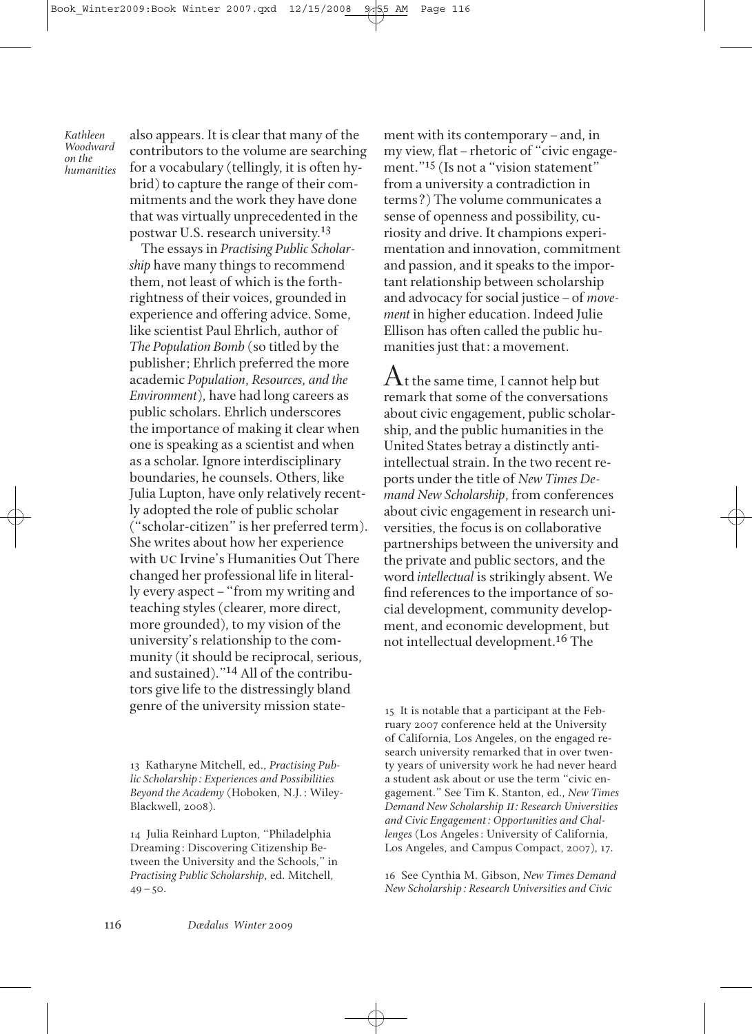also appears. It is clear that many of the contributors to the volume are searching for a vocabulary (tellingly, it is often hybrid) to capture the range of their commitments and the work they have done that was virtually unprecedented in the postwar U.S. research university.[13]

The essays in *Practising Public Scholarship* have many things to recommend them, not least of which is the forthrightness of their voices, grounded in experience and offering advice. Some, like scientist Paul Ehrlich, author of *The Population Bomb* (so titled by the publisher; Ehrlich preferred the more academic *Population, Resources, and the Environment*), have had long careers as public scholars. Ehrlich underscores the importance of making it clear when one is speaking as a scientist and when as a scholar. Ignore interdisciplinary boundaries, he counsels. Others, like Julia Lupton, have only relatively recently adopted the role of public scholar ("scholar-citizen" is her preferred term). She writes about how her experience with UC Irvine's Humanities Out There changed her professional life in literally every aspect – "from my writing and teaching styles (clearer, more direct, more grounded), to my vision of the university's relationship to the community (it should be reciprocal, serious, and sustained)."[14] All of the contributors give life to the distressingly bland genre of the university mission statement with its contemporary – and, in my view, flat – rhetoric of "civic engagement."[15] (Is not a "vision statement" from a university a contradiction in terms?) The volume communicates a sense of openness and possibility, curiosity and drive. It champions experimentation and innovation, commitment and passion, and it speaks to the important relationship between scholarship and advocacy for social justice – of *movement* in higher education. Indeed Julie Ellison has often called the public humanities just that: a movement.

At the same time, I cannot help but remark that some of the conversations about civic engagement, public scholarship, and the public humanities in the United States betray a distinctly anti-intellectual strain. In the two recent reports under the title of *New Times Demand New Scholarship*, from conferences about civic engagement in research universities, the focus is on collaborative partnerships between the university and the private and public sectors, and the word *intellectual* is strikingly absent. We find references to the importance of social development, community development, and economic development, but not intellectual development.[16] The

---

13 Katharyne Mitchell, ed., *Practising Public Scholarship: Experiences and Possibilities Beyond the Academy* (Hoboken, N.J.: Wiley-Blackwell, 2008).

14 Julia Reinhard Lupton, "Philadelphia Dreaming: Discovering Citizenship Between the University and the Schools," in *Practising Public Scholarship*, ed. Mitchell, 49 – 50.

15 It is notable that a participant at the February 2007 conference held at the University of California, Los Angeles, on the engaged research university remarked that in over twenty years of university work he had never heard a student ask about or use the term "civic engagement." See Tim K. Stanton, ed., *New Times Demand New Scholarship II: Research Universities and Civic Engagement: Opportunities and Challenges* (Los Angeles: University of California, Los Angeles, and Campus Compact, 2007), 17.

16 See Cynthia M. Gibson, *New Times Demand New Scholarship: Research Universities and Civic*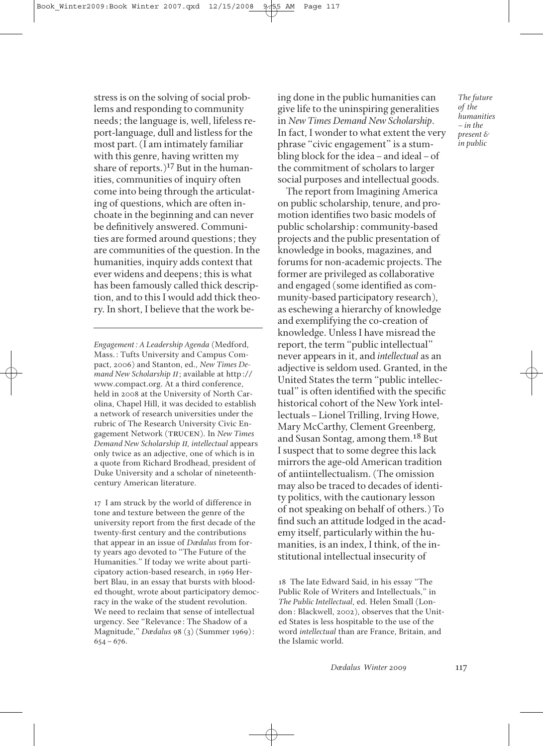stress is on the solving of social problems and responding to community needs; the language is, well, lifeless report-language, dull and listless for the most part. (I am intimately familiar with this genre, having written my share of reports.)[17] But in the humanities, communities of inquiry often come into being through the articulating of questions, which are often inchoate in the beginning and can never be definitively answered. Communities are formed around questions; they are communities of the question. In the humanities, inquiry adds context that ever widens and deepens; this is what has been famously called thick description, and to this I would add thick theory. In short, I believe that the work being done in the public humanities can give life to the uninspiring generalities in *New Times Demand New Scholarship*. In fact, I wonder to what extent the very phrase "civic engagement" is a stumbling block for the idea – and ideal – of the commitment of scholars to larger social purposes and intellectual goods.

The report from Imagining America on public scholarship, tenure, and promotion identifies two basic models of public scholarship: community-based projects and the public presentation of knowledge in books, magazines, and forums for non-academic projects. The former are privileged as collaborative and engaged (some identified as community-based participatory research), as eschewing a hierarchy of knowledge and exemplifying the co-creation of knowledge. Unless I have misread the report, the term "public intellectual" never appears in it, and *intellectual* as an adjective is seldom used. Granted, in the United States the term "public intellectual" is often identified with the specific historical cohort of the New York intellectuals – Lionel Trilling, Irving Howe, Mary McCarthy, Clement Greenberg, and Susan Sontag, among them.[18] But I suspect that to some degree this lack mirrors the age-old American tradition of antiintellectualism. (The omission may also be traced to decades of identity politics, with the cautionary lesson of not speaking on behalf of others.) To find such an attitude lodged in the academy itself, particularly within the humanities, is an index, I think, of the institutional intellectual insecurity of

---

*Engagement: A Leadership Agenda* (Medford, Mass.: Tufts University and Campus Compact, 2006) and Stanton, ed., *New Times Demand New Scholarship II*; available at http://www.compact.org. At a third conference, held in 2008 at the University of North Carolina, Chapel Hill, it was decided to establish a network of research universities under the rubric of The Research University Civic Engagement Network (TRUCEN). In *New Times Demand New Scholarship II*, *intellectual* appears only twice as an adjective, one of which is in a quote from Richard Brodhead, president of Duke University and a scholar of nineteenth-century American literature.

17 I am struck by the world of difference in tone and texture between the genre of the university report from the first decade of the twenty-first century and the contributions that appear in an issue of *Dædalus* from forty years ago devoted to "The Future of the Humanities." If today we write about participatory action-based research, in 1969 Herbert Blau, in an essay that bursts with blooded thought, wrote about participatory democracy in the wake of the student revolution. We need to reclaim that sense of intellectual urgency. See "Relevance: The Shadow of a Magnitude," *Dædalus* 98 (3) (Summer 1969): 654 – 676.

18 The late Edward Said, in his essay "The Public Role of Writers and Intellectuals," in *The Public Intellectual*, ed. Helen Small (London: Blackwell, 2002), observes that the United States is less hospitable to the use of the word *intellectual* than are France, Britain, and the Islamic world.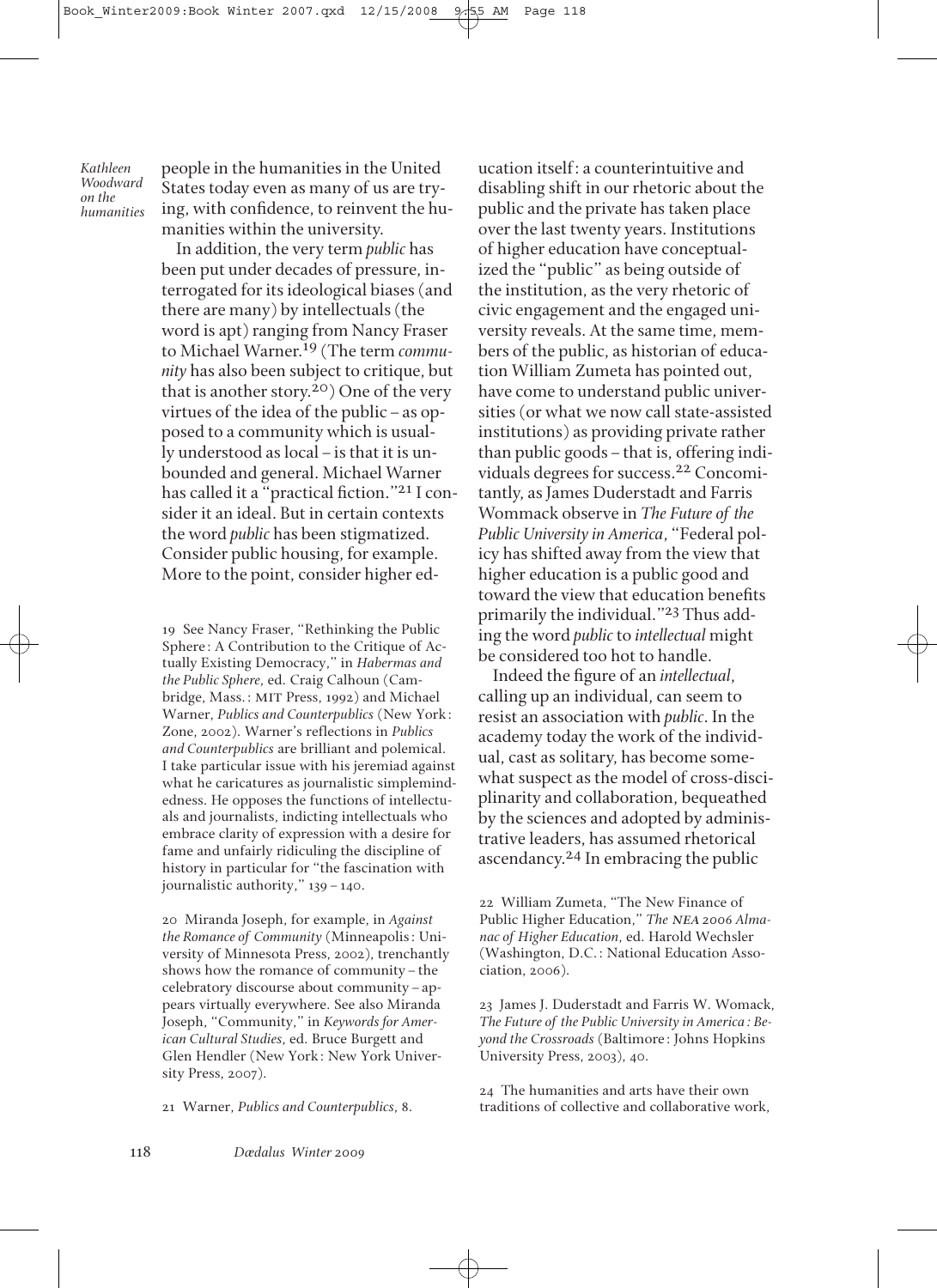people in the humanities in the United States today even as many of us are trying, with confidence, to reinvent the humanities within the university.

In addition, the very term *public* has been put under decades of pressure, interrogated for its ideological biases (and there are many) by intellectuals (the word is apt) ranging from Nancy Fraser to Michael Warner.[19] (The term *community* has also been subject to critique, but that is another story.[20]) One of the very virtues of the idea of the public – as opposed to a community which is usually understood as local – is that it is unbounded and general. Michael Warner has called it a "practical fiction."[21] I consider it an ideal. But in certain contexts the word *public* has been stigmatized. Consider public housing, for example. More to the point, consider higher education itself: a counterintuitive and disabling shift in our rhetoric about the public and the private has taken place over the last twenty years. Institutions of higher education have conceptualized the "public" as being outside of the institution, as the very rhetoric of civic engagement and the engaged university reveals. At the same time, members of the public, as historian of education William Zumeta has pointed out, have come to understand public universities (or what we now call state-assisted institutions) as providing private rather than public goods – that is, offering individuals degrees for success.[22] Concomitantly, as James Duderstadt and Farris Wommack observe in *The Future of the Public University in America*, "Federal policy has shifted away from the view that higher education is a public good and toward the view that education benefits primarily the individual."[23] Thus adding the word *public* to *intellectual* might be considered too hot to handle.

Indeed the figure of an *intellectual*, calling up an individual, can seem to resist an association with *public*. In the academy today the work of the individual, cast as solitary, has become somewhat suspect as the model of cross-disciplinarity and collaboration, bequeathed by the sciences and adopted by administrative leaders, has assumed rhetorical ascendancy.[24] In embracing the public

19 See Nancy Fraser, "Rethinking the Public Sphere: A Contribution to the Critique of Actually Existing Democracy," in *Habermas and the Public Sphere*, ed. Craig Calhoun (Cambridge, Mass.: MIT Press, 1992) and Michael Warner, *Publics and Counterpublics* (New York: Zone, 2002). Warner's reflections in *Publics and Counterpublics* are brilliant and polemical. I take particular issue with his jeremiad against what he caricatures as journalistic simplemindedness. He opposes the functions of intellectuals and journalists, indicting intellectuals who embrace clarity of expression with a desire for fame and unfairly ridiculing the discipline of history in particular for "the fascination with journalistic authority," 139 – 140.

20 Miranda Joseph, for example, in *Against the Romance of Community* (Minneapolis: University of Minnesota Press, 2002), trenchantly shows how the romance of community – the celebratory discourse about community – appears virtually everywhere. See also Miranda Joseph, "Community," in *Keywords for American Cultural Studies*, ed. Bruce Burgett and Glen Hendler (New York: New York University Press, 2007).

21 Warner, *Publics and Counterpublics*, 8.

22 William Zumeta, "The New Finance of Public Higher Education," *The NEA 2006 Almanac of Higher Education*, ed. Harold Wechsler (Washington, D.C.: National Education Association, 2006).

23 James J. Duderstadt and Farris W. Womack, *The Future of the Public University in America: Beyond the Crossroads* (Baltimore: Johns Hopkins University Press, 2003), 40.

24 The humanities and arts have their own traditions of collective and collaborative work,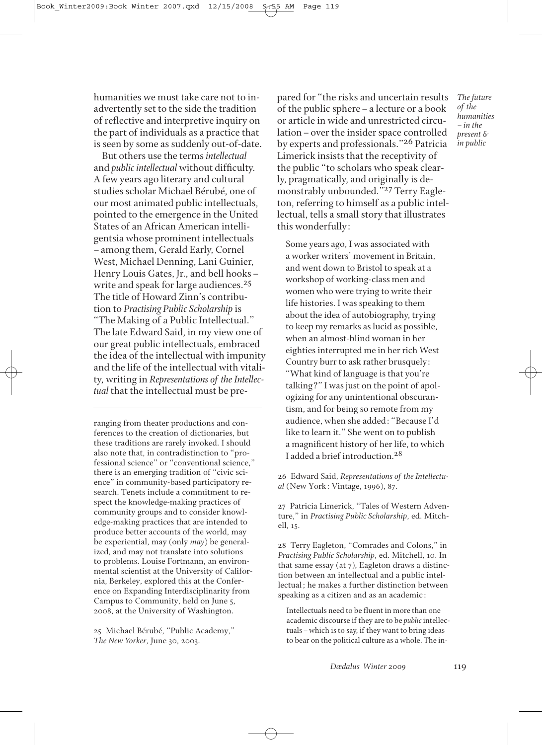humanities we must take care not to inadvertently set to the side the tradition of reflective and interpretive inquiry on the part of individuals as a practice that is seen by some as suddenly out-of-date.

But others use the terms *intellectual* and *public intellectual* without difficulty. A few years ago literary and cultural studies scholar Michael Bérubé, one of our most animated public intellectuals, pointed to the emergence in the United States of an African American intelligentsia whose prominent intellectuals – among them, Gerald Early, Cornel West, Michael Denning, Lani Guinier, Henry Louis Gates, Jr., and bell hooks – write and speak for large audiences.[25] The title of Howard Zinn's contribution to *Practising Public Scholarship* is "The Making of a Public Intellectual." The late Edward Said, in my view one of our great public intellectuals, embraced the idea of the intellectual with impunity and the life of the intellectual with vitality, writing in *Representations of the Intellectual* that the intellectual must be prepared for "the risks and uncertain results of the public sphere – a lecture or a book or article in wide and unrestricted circulation – over the insider space controlled by experts and professionals."[26] Patricia Limerick insists that the receptivity of the public "to scholars who speak clearly, pragmatically, and originally is demonstrably unbounded."[27] Terry Eagleton, referring to himself as a public intellectual, tells a small story that illustrates this wonderfully:

> Some years ago, I was associated with a worker writers' movement in Britain, and went down to Bristol to speak at a workshop of working-class men and women who were trying to write their life histories. I was speaking to them about the idea of autobiography, trying to keep my remarks as lucid as possible, when an almost-blind woman in her eighties interrupted me in her rich West Country burr to ask rather brusquely: "What kind of language is that you're talking?" I was just on the point of apologizing for any unintentional obscurantism, and for being so remote from my audience, when she added: "Because I'd like to learn it." She went on to publish a magnificent history of her life, to which I added a brief introduction.[28]

---

ranging from theater productions and conferences to the creation of dictionaries, but these traditions are rarely invoked. I should also note that, in contradistinction to "professional science" or "conventional science," there is an emerging tradition of "civic science" in community-based participatory research. Tenets include a commitment to respect the knowledge-making practices of community groups and to consider knowledge-making practices that are intended to produce better accounts of the world, may be experiential, may (only *may*) be generalized, and may not translate into solutions to problems. Louise Fortmann, an environmental scientist at the University of California, Berkeley, explored this at the Conference on Expanding Interdisciplinarity from Campus to Community, held on June 5, 2008, at the University of Washington.

25 Michael Bérubé, "Public Academy," *The New Yorker*, June 30, 2003.

26 Edward Said, *Representations of the Intellectual* (New York: Vintage, 1996), 87.

27 Patricia Limerick, "Tales of Western Adventure," in *Practising Public Scholarship*, ed. Mitchell, 15.

28 Terry Eagleton, "Comrades and Colons," in *Practising Public Scholarship*, ed. Mitchell, 10. In that same essay (at 7), Eagleton draws a distinction between an intellectual and a public intellectual; he makes a further distinction between speaking as a citizen and as an academic:

> Intellectuals need to be fluent in more than one academic discourse if they are to be *public* intellectuals – which is to say, if they want to bring ideas to bear on the political culture as a whole. The in-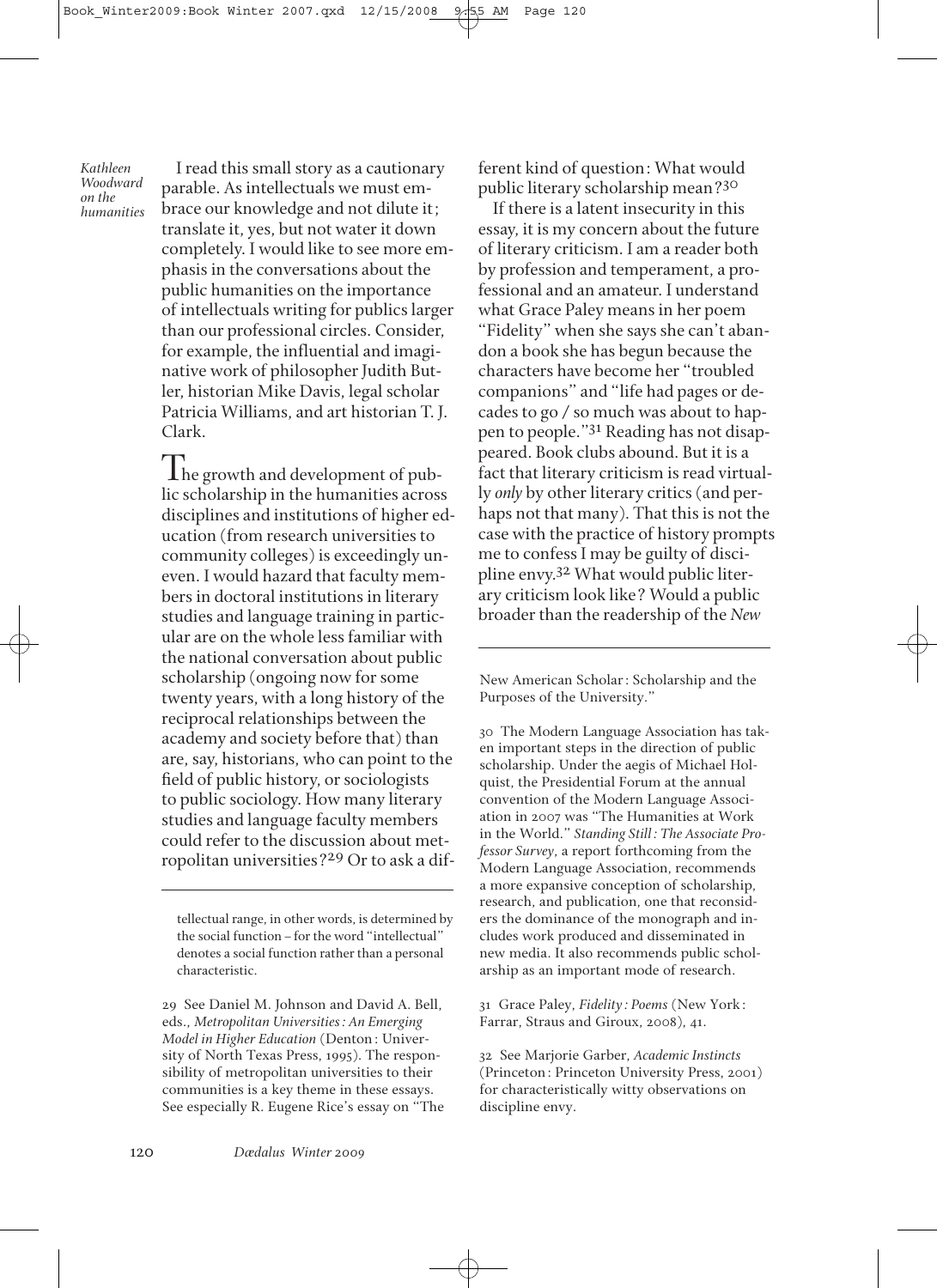I read this small story as a cautionary parable. As intellectuals we must embrace our knowledge and not dilute it; translate it, yes, but not water it down completely. I would like to see more emphasis in the conversations about the public humanities on the importance of intellectuals writing for publics larger than our professional circles. Consider, for example, the influential and imaginative work of philosopher Judith Butler, historian Mike Davis, legal scholar Patricia Williams, and art historian T. J. Clark.

The growth and development of public scholarship in the humanities across disciplines and institutions of higher education (from research universities to community colleges) is exceedingly uneven. I would hazard that faculty members in doctoral institutions in literary studies and language training in particular are on the whole less familiar with the national conversation about public scholarship (ongoing now for some twenty years, with a long history of the reciprocal relationships between the academy and society before that) than are, say, historians, who can point to the field of public history, or sociologists to public sociology. How many literary studies and language faculty members could refer to the discussion about metropolitan universities?[29] Or to ask a different kind of question: What would public literary scholarship mean?[30]

If there is a latent insecurity in this essay, it is my concern about the future of literary criticism. I am a reader both by profession and temperament, a professional and an amateur. I understand what Grace Paley means in her poem "Fidelity" when she says she can't abandon a book she has begun because the characters have become her "troubled companions" and "life had pages or decades to go / so much was about to happen to people."[31] Reading has not disappeared. Book clubs abound. But it is a fact that literary criticism is read virtually *only* by other literary critics (and perhaps not that many). That this is not the case with the practice of history prompts me to confess I may be guilty of discipline envy.[32] What would public literary criticism look like? Would a public broader than the readership of the *New*

---

tellectual range, in other words, is determined by the social function – for the word "intellectual" denotes a social function rather than a personal characteristic.

29 See Daniel M. Johnson and David A. Bell, eds., *Metropolitan Universities: An Emerging Model in Higher Education* (Denton: University of North Texas Press, 1995). The responsibility of metropolitan universities to their communities is a key theme in these essays. See especially R. Eugene Rice's essay on "The New American Scholar: Scholarship and the Purposes of the University."

30 The Modern Language Association has taken important steps in the direction of public scholarship. Under the aegis of Michael Holquist, the Presidential Forum at the annual convention of the Modern Language Association in 2007 was "The Humanities at Work in the World." *Standing Still: The Associate Professor Survey*, a report forthcoming from the Modern Language Association, recommends a more expansive conception of scholarship, research, and publication, one that reconsiders the dominance of the monograph and includes work produced and disseminated in new media. It also recommends public scholarship as an important mode of research.

31 Grace Paley, *Fidelity: Poems* (New York: Farrar, Straus and Giroux, 2008), 41.

32 See Marjorie Garber, *Academic Instincts* (Princeton: Princeton University Press, 2001) for characteristically witty observations on discipline envy.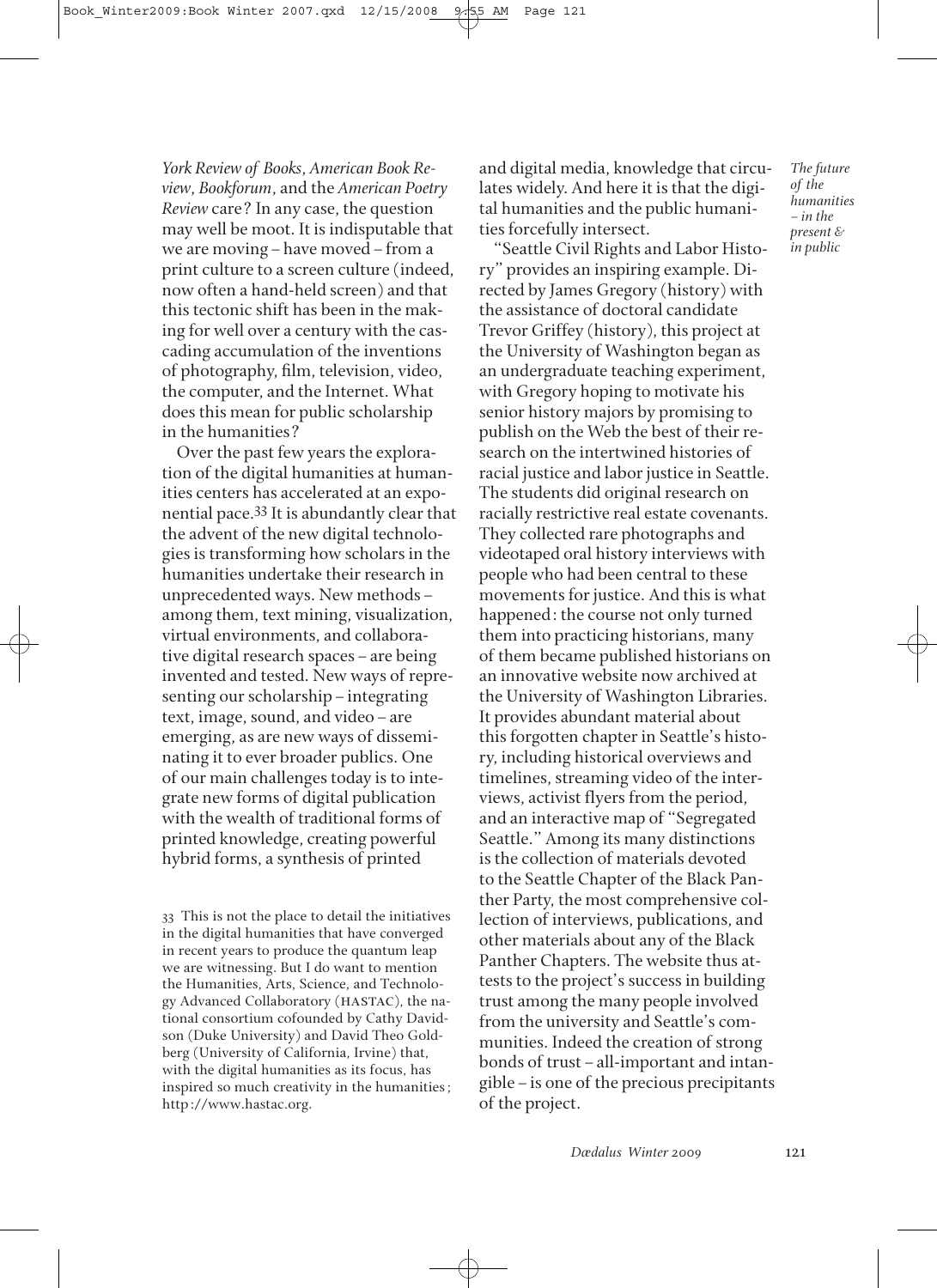*York Review of Books*, *American Book Review*, *Bookforum*, and the *American Poetry Review* care? In any case, the question may well be moot. It is indisputable that we are moving – have moved – from a print culture to a screen culture (indeed, now often a hand-held screen) and that this tectonic shift has been in the making for well over a century with the cascading accumulation of the inventions of photography, film, television, video, the computer, and the Internet. What does this mean for public scholarship in the humanities?

Over the past few years the exploration of the digital humanities at humanities centers has accelerated at an exponential pace.[33] It is abundantly clear that the advent of the new digital technologies is transforming how scholars in the humanities undertake their research in unprecedented ways. New methods – among them, text mining, visualization, virtual environments, and collaborative digital research spaces – are being invented and tested. New ways of representing our scholarship – integrating text, image, sound, and video – are emerging, as are new ways of disseminating it to ever broader publics. One of our main challenges today is to integrate new forms of digital publication with the wealth of traditional forms of printed knowledge, creating powerful hybrid forms, a synthesis of printed and digital media, knowledge that circulates widely. And here it is that the digital humanities and the public humanities forcefully intersect.

"Seattle Civil Rights and Labor History" provides an inspiring example. Directed by James Gregory (history) with the assistance of doctoral candidate Trevor Griffey (history), this project at the University of Washington began as an undergraduate teaching experiment, with Gregory hoping to motivate his senior history majors by promising to publish on the Web the best of their research on the intertwined histories of racial justice and labor justice in Seattle. The students did original research on racially restrictive real estate covenants. They collected rare photographs and videotaped oral history interviews with people who had been central to these movements for justice. And this is what happened: the course not only turned them into practicing historians, many of them became published historians on an innovative website now archived at the University of Washington Libraries. It provides abundant material about this forgotten chapter in Seattle's history, including historical overviews and timelines, streaming video of the interviews, activist flyers from the period, and an interactive map of "Segregated Seattle." Among its many distinctions is the collection of materials devoted to the Seattle Chapter of the Black Panther Party, the most comprehensive collection of interviews, publications, and other materials about any of the Black Panther Chapters. The website thus attests to the project's success in building trust among the many people involved from the university and Seattle's communities. Indeed the creation of strong bonds of trust – all-important and intangible – is one of the precious precipitants of the project.

33 This is not the place to detail the initiatives in the digital humanities that have converged in recent years to produce the quantum leap we are witnessing. But I do want to mention the Humanities, Arts, Science, and Technology Advanced Collaboratory (HASTAC), the national consortium cofounded by Cathy Davidson (Duke University) and David Theo Goldberg (University of California, Irvine) that, with the digital humanities as its focus, has inspired so much creativity in the humanities; http://www.hastac.org.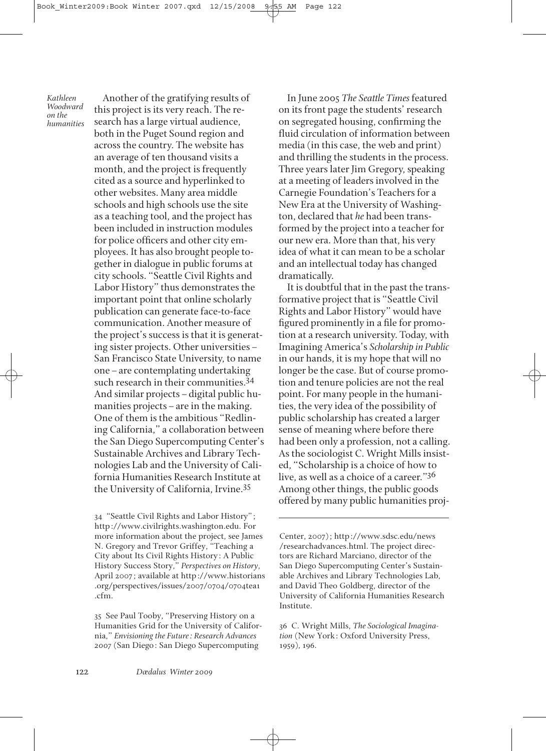Another of the gratifying results of this project is its very reach. The research has a large virtual audience, both in the Puget Sound region and across the country. The website has an average of ten thousand visits a month, and the project is frequently cited as a source and hyperlinked to other websites. Many area middle schools and high schools use the site as a teaching tool, and the project has been included in instruction modules for police officers and other city employees. It has also brought people together in dialogue in public forums at city schools. "Seattle Civil Rights and Labor History" thus demonstrates the important point that online scholarly publication can generate face-to-face communication. Another measure of the project's success is that it is generating sister projects. Other universities – San Francisco State University, to name one – are contemplating undertaking such research in their communities.[34] And similar projects – digital public humanities projects – are in the making. One of them is the ambitious "Redlining California," a collaboration between the San Diego Supercomputing Center's Sustainable Archives and Library Technologies Lab and the University of California Humanities Research Institute at the University of California, Irvine.[35]

In June 2005 *The Seattle Times* featured on its front page the students' research on segregated housing, confirming the fluid circulation of information between media (in this case, the web and print) and thrilling the students in the process. Three years later Jim Gregory, speaking at a meeting of leaders involved in the Carnegie Foundation's Teachers for a New Era at the University of Washington, declared that *he* had been transformed by the project into a teacher for our new era. More than that, his very idea of what it can mean to be a scholar and an intellectual today has changed dramatically.

It is doubtful that in the past the transformative project that is "Seattle Civil Rights and Labor History" would have figured prominently in a file for promotion at a research university. Today, with Imagining America's *Scholarship in Public* in our hands, it is my hope that will no longer be the case. But of course promotion and tenure policies are not the real point. For many people in the humanities, the very idea of the possibility of public scholarship has created a larger sense of meaning where before there had been only a profession, not a calling. As the sociologist C. Wright Mills insisted, "Scholarship is a choice of how to live, as well as a choice of a career."[36] Among other things, the public goods offered by many public humanities proj-

---

34 "Seattle Civil Rights and Labor History"; http://www.civilrights.washington.edu. For more information about the project, see James N. Gregory and Trevor Griffey, "Teaching a City about Its Civil Rights History: A Public History Success Story," *Perspectives on History*, April 2007; available at http://www.historians.org/perspectives/issues/2007/0704/0704tea1.cfm.

35 See Paul Tooby, "Preserving History on a Humanities Grid for the University of California," *Envisioning the Future: Research Advances 2007* (San Diego: San Diego Supercomputing Center, 2007); http://www.sdsc.edu/news/researchadvances.html. The project directors are Richard Marciano, director of the San Diego Supercomputing Center's Sustainable Archives and Library Technologies Lab, and David Theo Goldberg, director of the University of California Humanities Research Institute.

36 C. Wright Mills, *The Sociological Imagination* (New York: Oxford University Press, 1959), 196.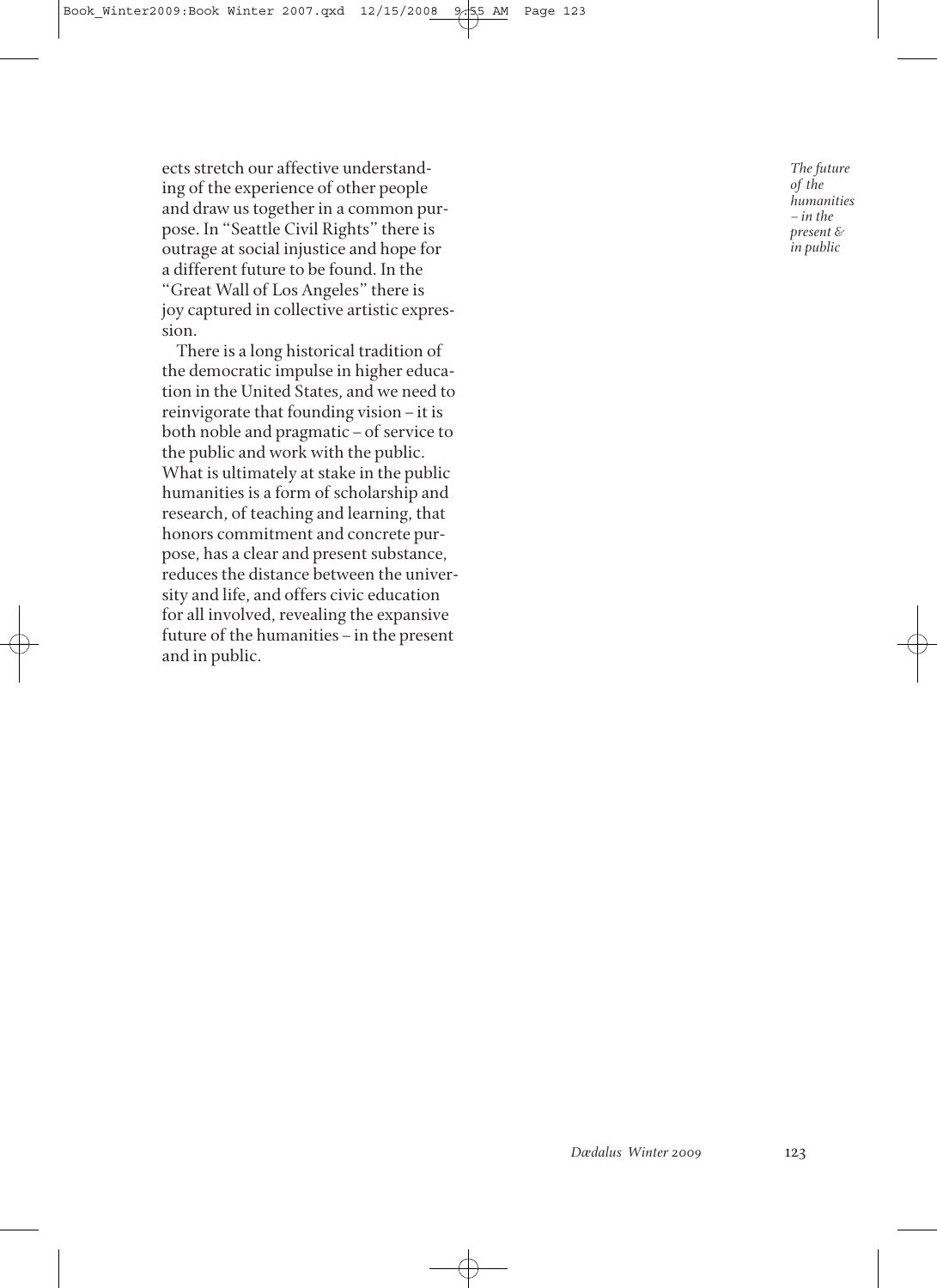ects stretch our affective understanding of the experience of other people and draw us together in a common purpose. In "Seattle Civil Rights" there is outrage at social injustice and hope for a different future to be found. In the "Great Wall of Los Angeles" there is joy captured in collective artistic expression.

There is a long historical tradition of the democratic impulse in higher education in the United States, and we need to reinvigorate that founding vision – it is both noble and pragmatic – of service to the public and work with the public. What is ultimately at stake in the public humanities is a form of scholarship and research, of teaching and learning, that honors commitment and concrete purpose, has a clear and present substance, reduces the distance between the university and life, and offers civic education for all involved, revealing the expansive future of the humanities – in the present and in public.